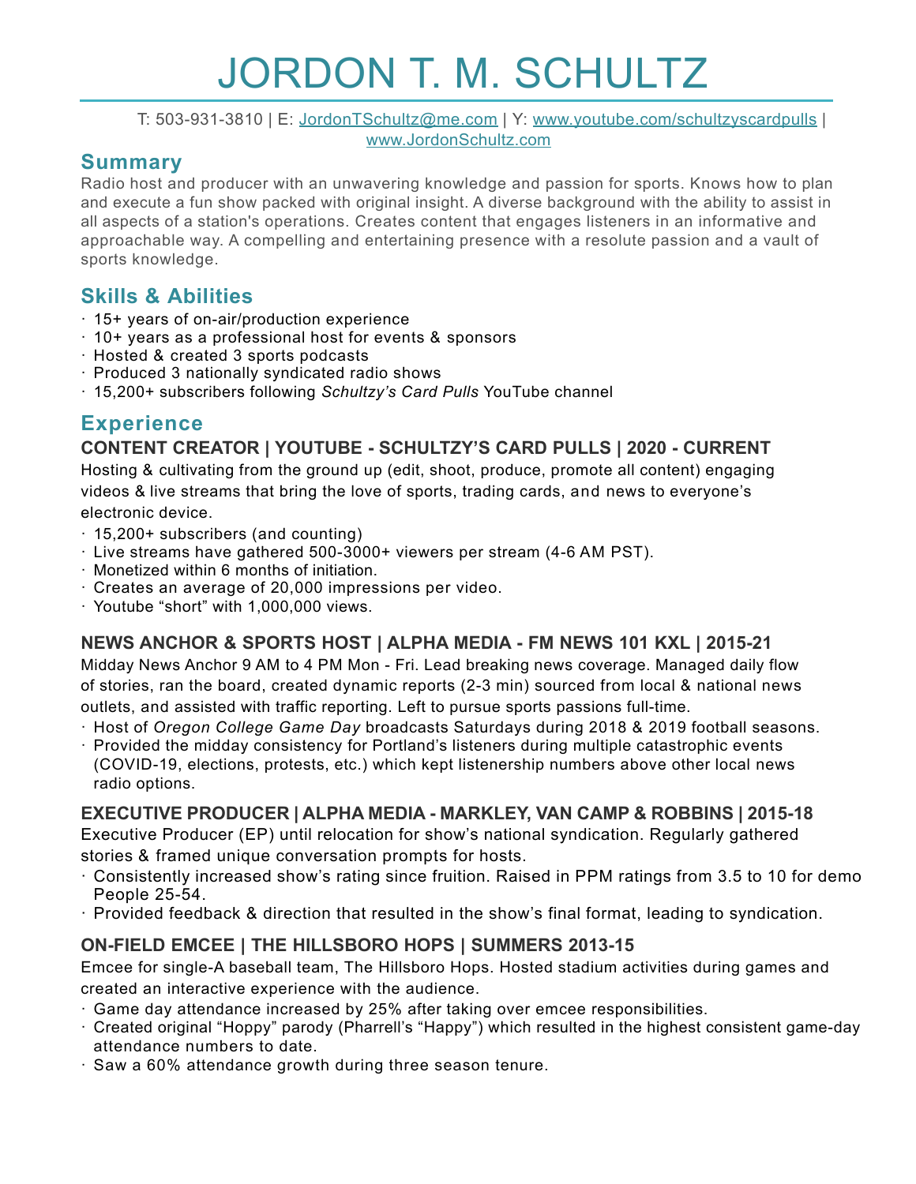# JORDON T. M. SCHULTZ

T: 503-931-3810 | E: JordonTSchultz@me.com | Y: www.youtube.com/schultzyscardpulls | www.JordonSchultz.com

## Summary

Radio host and producer with an unwavering knowledge and passion for sports. Knows how to plan and execute a fun show packed with original insight. A diverse background with the ability to assist in all aspects of a station's operations. Creates content that engages listeners in an informative and approachable way. A compelling and entertaining presence with a resolute passion and a vault of sports knowledge.

## Skills & Abilities

- 15+ years of on-air/production experience
- 10+ years as a professional host for events & sponsors
- Hosted & created 3 sports podcasts
- Produced 3 nationally syndicated radio shows
- 15,200+ subscribers following *Schultzy's Card Pulls* YouTube channel

## Experience

### CONTENT CREATOR | YOUTUBE - SCHULTZY'S CARD PULLS | 2020 - CURRENT

Hosting & cultivating from the ground up (edit, shoot, produce, promote all content) engaging videos & live streams that bring the love of sports, trading cards, and news to everyone's electronic device.

- 15,200+ subscribers (and counting)
- Live streams have gathered 500-3000+ viewers per stream (4-6 AM PST).
- Monetized within 6 months of initiation.
- Creates an average of 20,000 impressions per video.
- Youtube "short" with 1,000,000 views.

### NEWS ANCHOR & SPORTS HOST | ALPHA MEDIA - FM NEWS 101 KXL | 2015-21

Midday News Anchor 9 AM to 4 PM Mon - Fri. Lead breaking news coverage. Managed daily flow of stories, ran the board, created dynamic reports (2-3 min) sourced from local & national news outlets, and assisted with traffic reporting. Left to pursue sports passions full-time.

- Host of *Oregon College Game Day* broadcasts Saturdays during 2018 & 2019 football seasons.
- Provided the midday consistency for Portland's listeners during multiple catastrophic events (COVID-19, elections, protests, etc.) which kept listenership numbers above other local news radio options.

### EXECUTIVE PRODUCER | ALPHA MEDIA - MARKLEY, VAN CAMP & ROBBINS | 2015-18

Executive Producer (EP) until relocation for show's national syndication. Regularly gathered stories & framed unique conversation prompts for hosts.

- Consistently increased show's rating since fruition. Raised in PPM ratings from 3.5 to 10 for demo People 25-54.
- Provided feedback & direction that resulted in the show's final format, leading to syndication.

### ON-FIELD EMCEE | THE HILLSBORO HOPS | SUMMERS 2013-15

Emcee for single-A baseball team, The Hillsboro Hops. Hosted stadium activities during games and created an interactive experience with the audience.

- Game day attendance increased by 25% after taking over emcee responsibilities.
- Created original "Hoppy" parody (Pharrell's "Happy") which resulted in the highest consistent game-day attendance numbers to date.
- Saw a 60% attendance growth during three season tenure.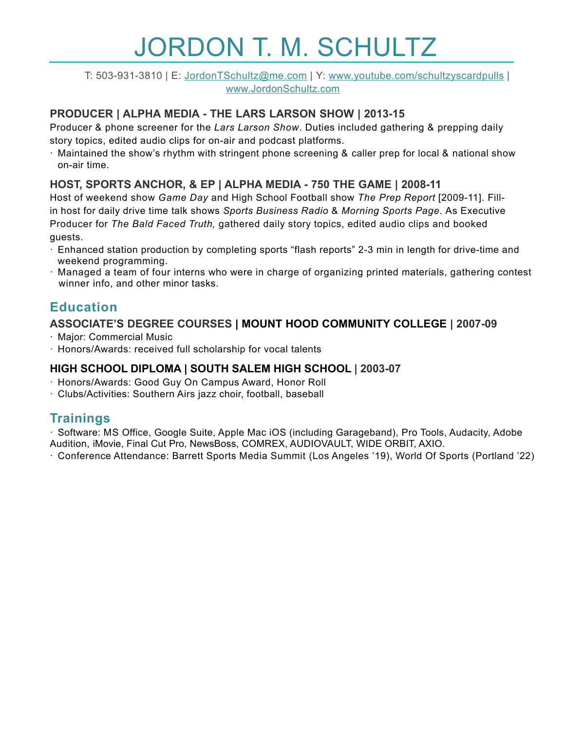# JORDON T. M. SCHULTZ

T: 503-931-3810 | E: JordonTSchultz@me.com | Y: www.youtube.com/schultzyscardpulls | www.JordonSchultz.com

### PRODUCER | ALPHA MEDIA - THE LARS LARSON SHOW | 2013-15

Producer & phone screener for the *Lars Larson Show*. Duties included gathering & prepping daily story topics, edited audio clips for on-air and podcast platforms.

- Maintained the show's rhythm with stringent phone screening & caller prep for local & national show on-air time.

### HOST, SPORTS ANCHOR, & EP | ALPHA MEDIA - 750 THE GAME | 2008-11

Host of weekend show *Game Day* and High School Football show *The Prep Report* [2009-11]. Fill-in host for daily drive time talk shows *Sports Business Radio* & *Morning Sports Page*. As Executive Producer for *The Bald Faced Truth,* gathered daily story topics, edited audio clips and booked guests.

- Enhanced station production by completing sports "flash reports" 2-3 min in length for drive-time and weekend programming.
- Managed a team of four interns who were in charge of organizing printed materials, gathering contest winner info, and other minor tasks.

## Education

### ASSOCIATE'S DEGREE COURSES | MOUNT HOOD COMMUNITY COLLEGE | 2007-09

- Major: Commercial Music
- Honors/Awards: received full scholarship for vocal talents

### HIGH SCHOOL DIPLOMA | SOUTH SALEM HIGH SCHOOL | 2003-07

- Honors/Awards: Good Guy On Campus Award, Honor Roll
- Clubs/Activities: Southern Airs jazz choir, football, baseball

## Trainings

- Software: MS Office, Google Suite, Apple Mac iOS (including Garageband), Pro Tools, Audacity, Adobe Audition, iMovie, Final Cut Pro, NewsBoss, COMREX, AUDIOVAULT, WIDE ORBIT, AXIO.
- Conference Attendance: Barrett Sports Media Summit (Los Angeles '19), World Of Sports (Portland '22)